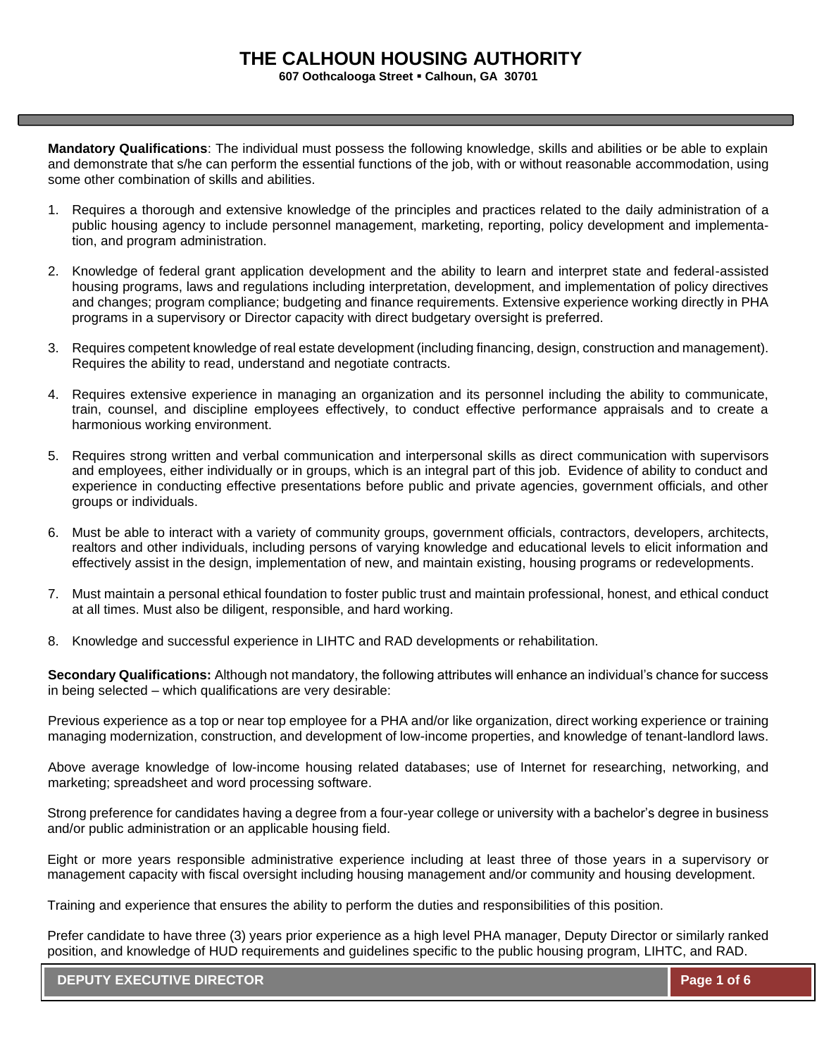# THE CALHOUN HOUSING AUTHORITY

**607 Oothcalooga Street ▪ Calhoun, GA 30701**

**Mandatory Qualifications**: The individual must possess the following knowledge, skills and abilities or be able to explain and demonstrate that s/he can perform the essential functions of the job, with or without reasonable accommodation, using some other combination of skills and abilities.

1. Requires a thorough and extensive knowledge of the principles and practices related to the daily administration of a public housing agency to include personnel management, marketing, reporting, policy development and implementation, and program administration.

2. Knowledge of federal grant application development and the ability to learn and interpret state and federal-assisted housing programs, laws and regulations including interpretation, development, and implementation of policy directives and changes; program compliance; budgeting and finance requirements. Extensive experience working directly in PHA programs in a supervisory or Director capacity with direct budgetary oversight is preferred.

3. Requires competent knowledge of real estate development (including financing, design, construction and management). Requires the ability to read, understand and negotiate contracts.

4. Requires extensive experience in managing an organization and its personnel including the ability to communicate, train, counsel, and discipline employees effectively, to conduct effective performance appraisals and to create a harmonious working environment.

5. Requires strong written and verbal communication and interpersonal skills as direct communication with supervisors and employees, either individually or in groups, which is an integral part of this job. Evidence of ability to conduct and experience in conducting effective presentations before public and private agencies, government officials, and other groups or individuals.

6. Must be able to interact with a variety of community groups, government officials, contractors, developers, architects, realtors and other individuals, including persons of varying knowledge and educational levels to elicit information and effectively assist in the design, implementation of new, and maintain existing, housing programs or redevelopments.

7. Must maintain a personal ethical foundation to foster public trust and maintain professional, honest, and ethical conduct at all times. Must also be diligent, responsible, and hard working.

8. Knowledge and successful experience in LIHTC and RAD developments or rehabilitation.

**Secondary Qualifications:** Although not mandatory, the following attributes will enhance an individual's chance for success in being selected – which qualifications are very desirable:

Previous experience as a top or near top employee for a PHA and/or like organization, direct working experience or training managing modernization, construction, and development of low-income properties, and knowledge of tenant-landlord laws.

Above average knowledge of low-income housing related databases; use of Internet for researching, networking, and marketing; spreadsheet and word processing software.

Strong preference for candidates having a degree from a four-year college or university with a bachelor's degree in business and/or public administration or an applicable housing field.

Eight or more years responsible administrative experience including at least three of those years in a supervisory or management capacity with fiscal oversight including housing management and/or community and housing development.

Training and experience that ensures the ability to perform the duties and responsibilities of this position.

Prefer candidate to have three (3) years prior experience as a high level PHA manager, Deputy Director or similarly ranked position, and knowledge of HUD requirements and guidelines specific to the public housing program, LIHTC, and RAD.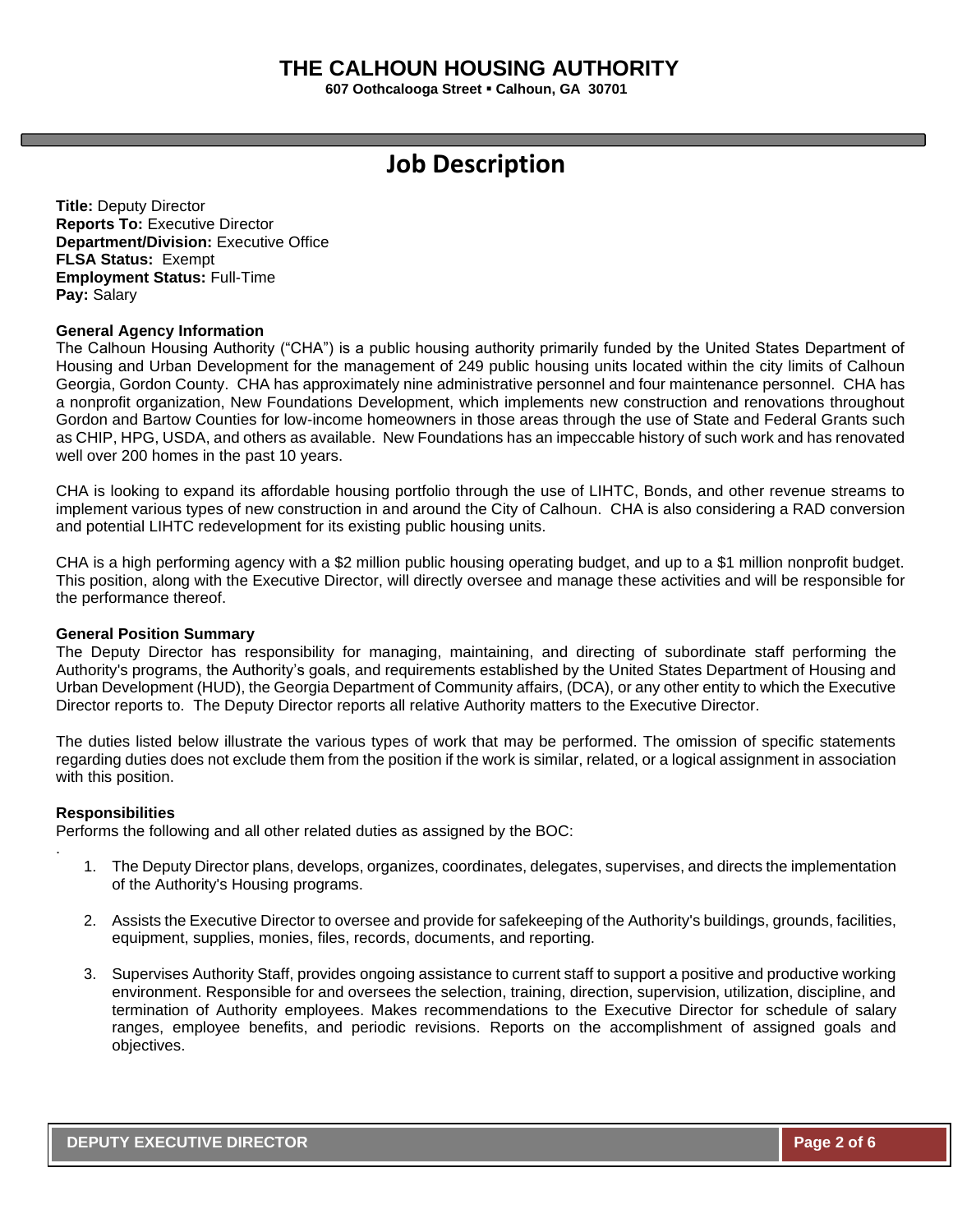# THE CALHOUN HOUSING AUTHORITY

**607 Oothcalooga Street ▪ Calhoun, GA 30701**

## Job Description

**Title:** Deputy Director
**Reports To:** Executive Director
**Department/Division:** Executive Office
**FLSA Status:** Exempt
**Employment Status:** Full-Time
**Pay:** Salary

**General Agency Information**

The Calhoun Housing Authority ("CHA") is a public housing authority primarily funded by the United States Department of Housing and Urban Development for the management of 249 public housing units located within the city limits of Calhoun Georgia, Gordon County. CHA has approximately nine administrative personnel and four maintenance personnel. CHA has a nonprofit organization, New Foundations Development, which implements new construction and renovations throughout Gordon and Bartow Counties for low-income homeowners in those areas through the use of State and Federal Grants such as CHIP, HPG, USDA, and others as available. New Foundations has an impeccable history of such work and has renovated well over 200 homes in the past 10 years.

CHA is looking to expand its affordable housing portfolio through the use of LIHTC, Bonds, and other revenue streams to implement various types of new construction in and around the City of Calhoun. CHA is also considering a RAD conversion and potential LIHTC redevelopment for its existing public housing units.

CHA is a high performing agency with a $2 million public housing operating budget, and up to a $1 million nonprofit budget. This position, along with the Executive Director, will directly oversee and manage these activities and will be responsible for the performance thereof.

**General Position Summary**

The Deputy Director has responsibility for managing, maintaining, and directing of subordinate staff performing the Authority's programs, the Authority's goals, and requirements established by the United States Department of Housing and Urban Development (HUD), the Georgia Department of Community affairs, (DCA), or any other entity to which the Executive Director reports to. The Deputy Director reports all relative Authority matters to the Executive Director.

The duties listed below illustrate the various types of work that may be performed. The omission of specific statements regarding duties does not exclude them from the position if the work is similar, related, or a logical assignment in association with this position.

**Responsibilities**

Performs the following and all other related duties as assigned by the BOC:

.

1. The Deputy Director plans, develops, organizes, coordinates, delegates, supervises, and directs the implementation of the Authority's Housing programs.

2. Assists the Executive Director to oversee and provide for safekeeping of the Authority's buildings, grounds, facilities, equipment, supplies, monies, files, records, documents, and reporting.

3. Supervises Authority Staff, provides ongoing assistance to current staff to support a positive and productive working environment. Responsible for and oversees the selection, training, direction, supervision, utilization, discipline, and termination of Authority employees. Makes recommendations to the Executive Director for schedule of salary ranges, employee benefits, and periodic revisions. Reports on the accomplishment of assigned goals and objectives.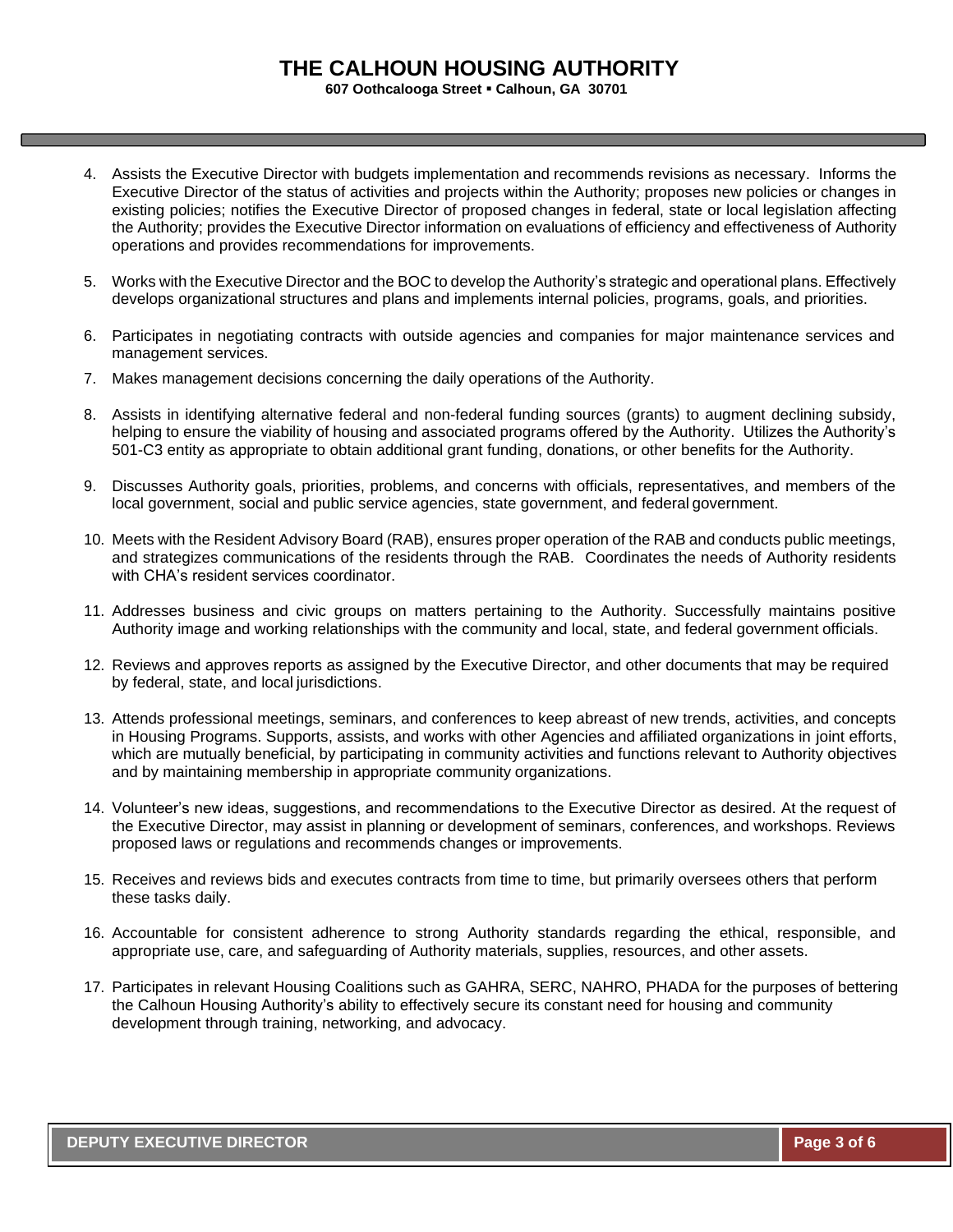4. Assists the Executive Director with budgets implementation and recommends revisions as necessary. Informs the Executive Director of the status of activities and projects within the Authority; proposes new policies or changes in existing policies; notifies the Executive Director of proposed changes in federal, state or local legislation affecting the Authority; provides the Executive Director information on evaluations of efficiency and effectiveness of Authority operations and provides recommendations for improvements.

5. Works with the Executive Director and the BOC to develop the Authority's strategic and operational plans. Effectively develops organizational structures and plans and implements internal policies, programs, goals, and priorities.

6. Participates in negotiating contracts with outside agencies and companies for major maintenance services and management services.

7. Makes management decisions concerning the daily operations of the Authority.

8. Assists in identifying alternative federal and non-federal funding sources (grants) to augment declining subsidy, helping to ensure the viability of housing and associated programs offered by the Authority. Utilizes the Authority's 501-C3 entity as appropriate to obtain additional grant funding, donations, or other benefits for the Authority.

9. Discusses Authority goals, priorities, problems, and concerns with officials, representatives, and members of the local government, social and public service agencies, state government, and federal government.

10. Meets with the Resident Advisory Board (RAB), ensures proper operation of the RAB and conducts public meetings, and strategizes communications of the residents through the RAB. Coordinates the needs of Authority residents with CHA's resident services coordinator.

11. Addresses business and civic groups on matters pertaining to the Authority. Successfully maintains positive Authority image and working relationships with the community and local, state, and federal government officials.

12. Reviews and approves reports as assigned by the Executive Director, and other documents that may be required by federal, state, and local jurisdictions.

13. Attends professional meetings, seminars, and conferences to keep abreast of new trends, activities, and concepts in Housing Programs. Supports, assists, and works with other Agencies and affiliated organizations in joint efforts, which are mutually beneficial, by participating in community activities and functions relevant to Authority objectives and by maintaining membership in appropriate community organizations.

14. Volunteer's new ideas, suggestions, and recommendations to the Executive Director as desired. At the request of the Executive Director, may assist in planning or development of seminars, conferences, and workshops. Reviews proposed laws or regulations and recommends changes or improvements.

15. Receives and reviews bids and executes contracts from time to time, but primarily oversees others that perform these tasks daily.

16. Accountable for consistent adherence to strong Authority standards regarding the ethical, responsible, and appropriate use, care, and safeguarding of Authority materials, supplies, resources, and other assets.

17. Participates in relevant Housing Coalitions such as GAHRA, SERC, NAHRO, PHADA for the purposes of bettering the Calhoun Housing Authority's ability to effectively secure its constant need for housing and community development through training, networking, and advocacy.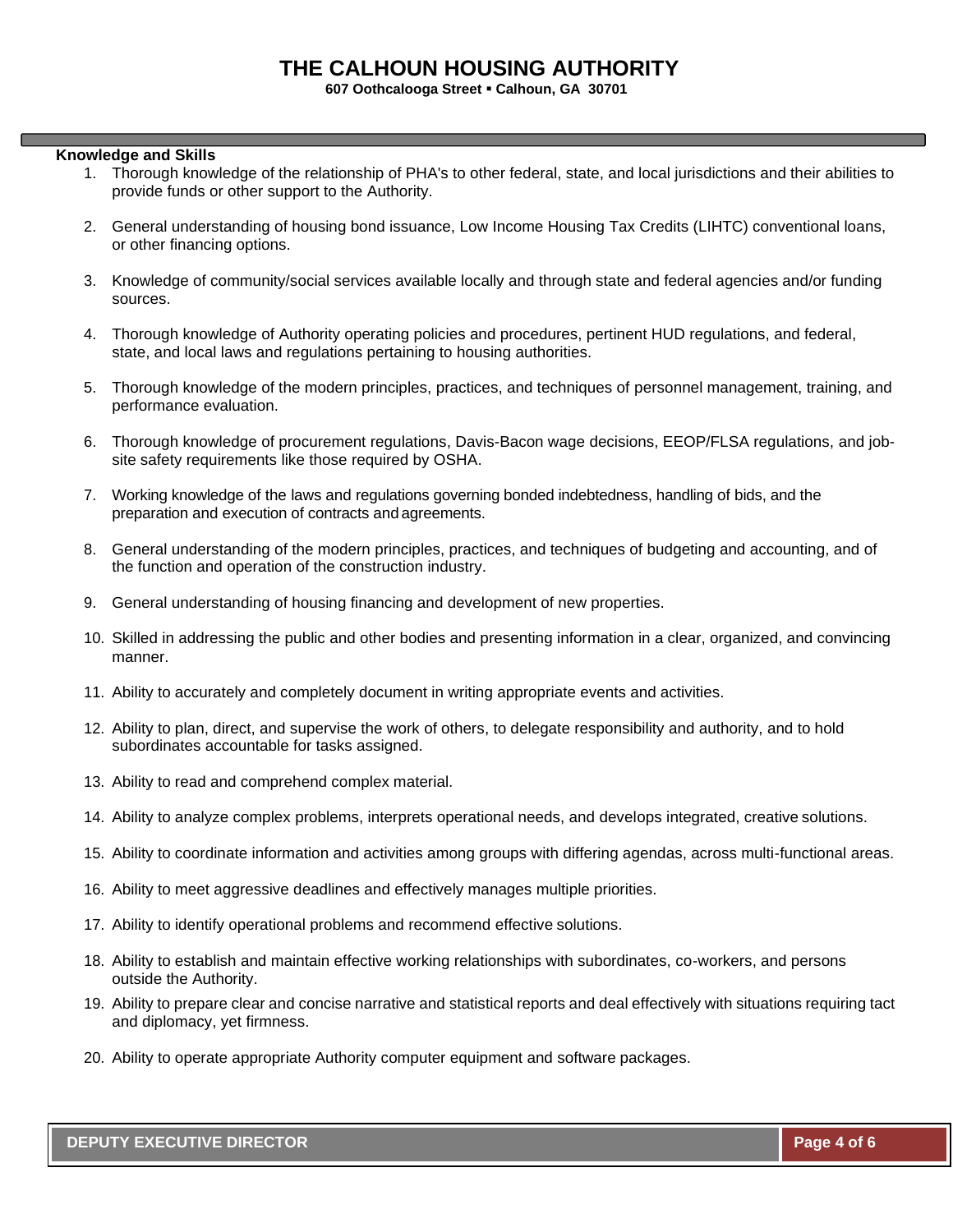**Knowledge and Skills**

1. Thorough knowledge of the relationship of PHA's to other federal, state, and local jurisdictions and their abilities to provide funds or other support to the Authority.

2. General understanding of housing bond issuance, Low Income Housing Tax Credits (LIHTC) conventional loans, or other financing options.

3. Knowledge of community/social services available locally and through state and federal agencies and/or funding sources.

4. Thorough knowledge of Authority operating policies and procedures, pertinent HUD regulations, and federal, state, and local laws and regulations pertaining to housing authorities.

5. Thorough knowledge of the modern principles, practices, and techniques of personnel management, training, and performance evaluation.

6. Thorough knowledge of procurement regulations, Davis-Bacon wage decisions, EEOP/FLSA regulations, and job-site safety requirements like those required by OSHA.

7. Working knowledge of the laws and regulations governing bonded indebtedness, handling of bids, and the preparation and execution of contracts and agreements.

8. General understanding of the modern principles, practices, and techniques of budgeting and accounting, and of the function and operation of the construction industry.

9. General understanding of housing financing and development of new properties.

10. Skilled in addressing the public and other bodies and presenting information in a clear, organized, and convincing manner.

11. Ability to accurately and completely document in writing appropriate events and activities.

12. Ability to plan, direct, and supervise the work of others, to delegate responsibility and authority, and to hold subordinates accountable for tasks assigned.

13. Ability to read and comprehend complex material.

14. Ability to analyze complex problems, interprets operational needs, and develops integrated, creative solutions.

15. Ability to coordinate information and activities among groups with differing agendas, across multi-functional areas.

16. Ability to meet aggressive deadlines and effectively manages multiple priorities.

17. Ability to identify operational problems and recommend effective solutions.

18. Ability to establish and maintain effective working relationships with subordinates, co-workers, and persons outside the Authority.

19. Ability to prepare clear and concise narrative and statistical reports and deal effectively with situations requiring tact and diplomacy, yet firmness.

20. Ability to operate appropriate Authority computer equipment and software packages.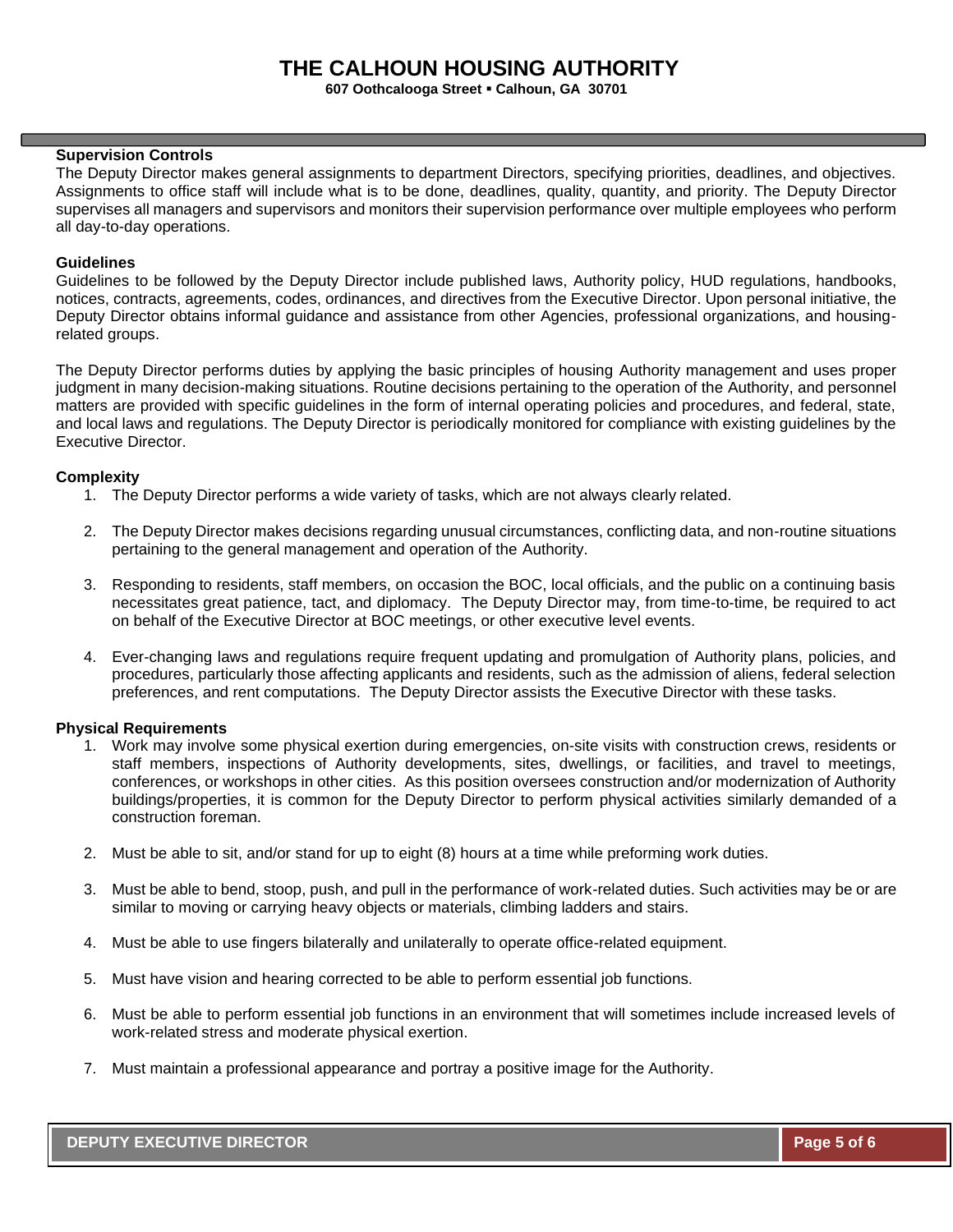**Supervision Controls**

The Deputy Director makes general assignments to department Directors, specifying priorities, deadlines, and objectives. Assignments to office staff will include what is to be done, deadlines, quality, quantity, and priority. The Deputy Director supervises all managers and supervisors and monitors their supervision performance over multiple employees who perform all day-to-day operations.

**Guidelines**

Guidelines to be followed by the Deputy Director include published laws, Authority policy, HUD regulations, handbooks, notices, contracts, agreements, codes, ordinances, and directives from the Executive Director. Upon personal initiative, the Deputy Director obtains informal guidance and assistance from other Agencies, professional organizations, and housing-related groups.

The Deputy Director performs duties by applying the basic principles of housing Authority management and uses proper judgment in many decision-making situations. Routine decisions pertaining to the operation of the Authority, and personnel matters are provided with specific guidelines in the form of internal operating policies and procedures, and federal, state, and local laws and regulations. The Deputy Director is periodically monitored for compliance with existing guidelines by the Executive Director.

**Complexity**

1. The Deputy Director performs a wide variety of tasks, which are not always clearly related.

2. The Deputy Director makes decisions regarding unusual circumstances, conflicting data, and non-routine situations pertaining to the general management and operation of the Authority.

3. Responding to residents, staff members, on occasion the BOC, local officials, and the public on a continuing basis necessitates great patience, tact, and diplomacy. The Deputy Director may, from time-to-time, be required to act on behalf of the Executive Director at BOC meetings, or other executive level events.

4. Ever-changing laws and regulations require frequent updating and promulgation of Authority plans, policies, and procedures, particularly those affecting applicants and residents, such as the admission of aliens, federal selection preferences, and rent computations. The Deputy Director assists the Executive Director with these tasks.

**Physical Requirements**

1. Work may involve some physical exertion during emergencies, on-site visits with construction crews, residents or staff members, inspections of Authority developments, sites, dwellings, or facilities, and travel to meetings, conferences, or workshops in other cities. As this position oversees construction and/or modernization of Authority buildings/properties, it is common for the Deputy Director to perform physical activities similarly demanded of a construction foreman.

2. Must be able to sit, and/or stand for up to eight (8) hours at a time while preforming work duties.

3. Must be able to bend, stoop, push, and pull in the performance of work-related duties. Such activities may be or are similar to moving or carrying heavy objects or materials, climbing ladders and stairs.

4. Must be able to use fingers bilaterally and unilaterally to operate office-related equipment.

5. Must have vision and hearing corrected to be able to perform essential job functions.

6. Must be able to perform essential job functions in an environment that will sometimes include increased levels of work-related stress and moderate physical exertion.

7. Must maintain a professional appearance and portray a positive image for the Authority.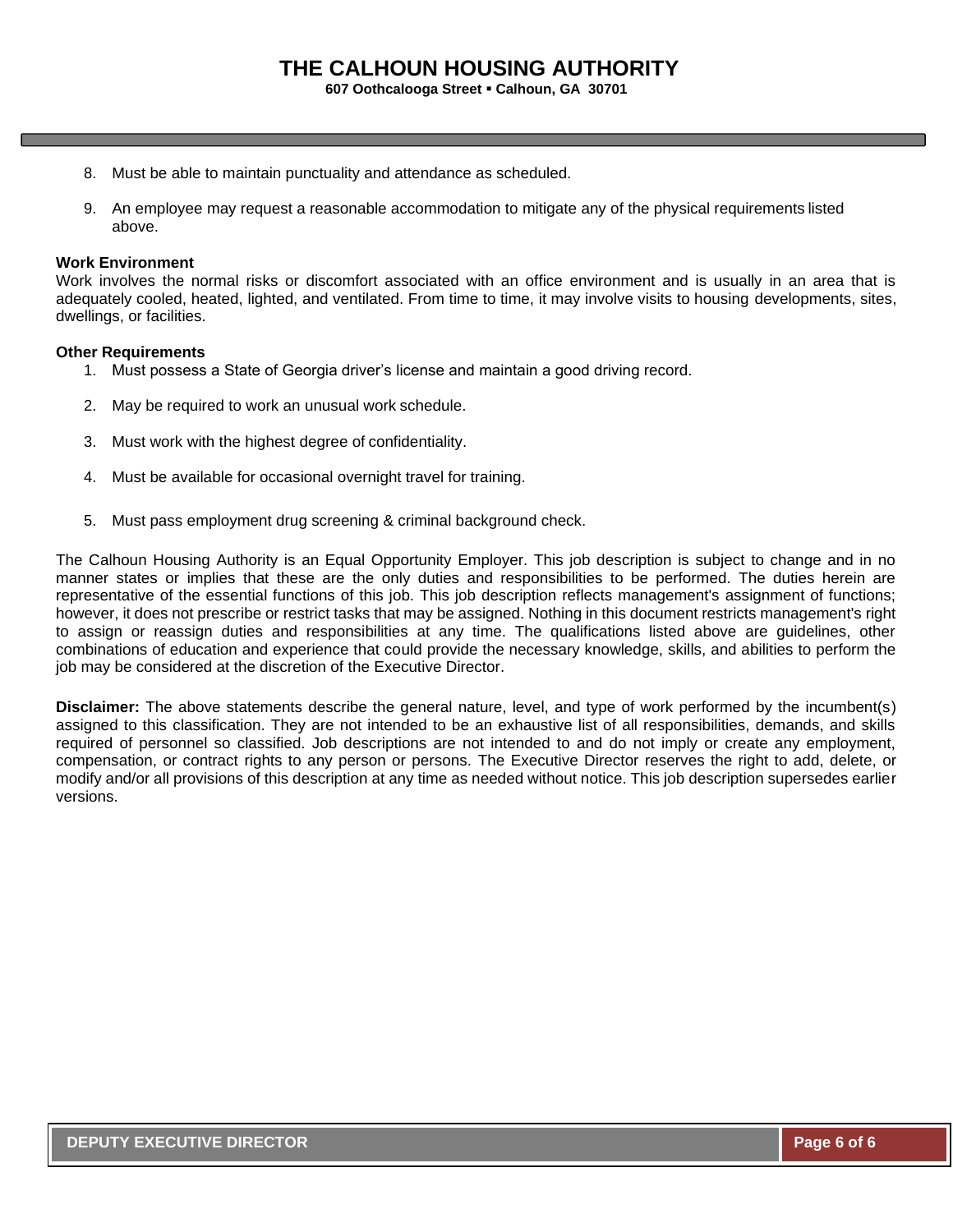8. Must be able to maintain punctuality and attendance as scheduled.

9. An employee may request a reasonable accommodation to mitigate any of the physical requirements listed above.

**Work Environment**

Work involves the normal risks or discomfort associated with an office environment and is usually in an area that is adequately cooled, heated, lighted, and ventilated. From time to time, it may involve visits to housing developments, sites, dwellings, or facilities.

**Other Requirements**

1. Must possess a State of Georgia driver's license and maintain a good driving record.

2. May be required to work an unusual work schedule.

3. Must work with the highest degree of confidentiality.

4. Must be available for occasional overnight travel for training.

5. Must pass employment drug screening & criminal background check.

The Calhoun Housing Authority is an Equal Opportunity Employer. This job description is subject to change and in no manner states or implies that these are the only duties and responsibilities to be performed. The duties herein are representative of the essential functions of this job. This job description reflects management's assignment of functions; however, it does not prescribe or restrict tasks that may be assigned. Nothing in this document restricts management's right to assign or reassign duties and responsibilities at any time. The qualifications listed above are guidelines, other combinations of education and experience that could provide the necessary knowledge, skills, and abilities to perform the job may be considered at the discretion of the Executive Director.

**Disclaimer:** The above statements describe the general nature, level, and type of work performed by the incumbent(s) assigned to this classification. They are not intended to be an exhaustive list of all responsibilities, demands, and skills required of personnel so classified. Job descriptions are not intended to and do not imply or create any employment, compensation, or contract rights to any person or persons. The Executive Director reserves the right to add, delete, or modify and/or all provisions of this description at any time as needed without notice. This job description supersedes earlier versions.